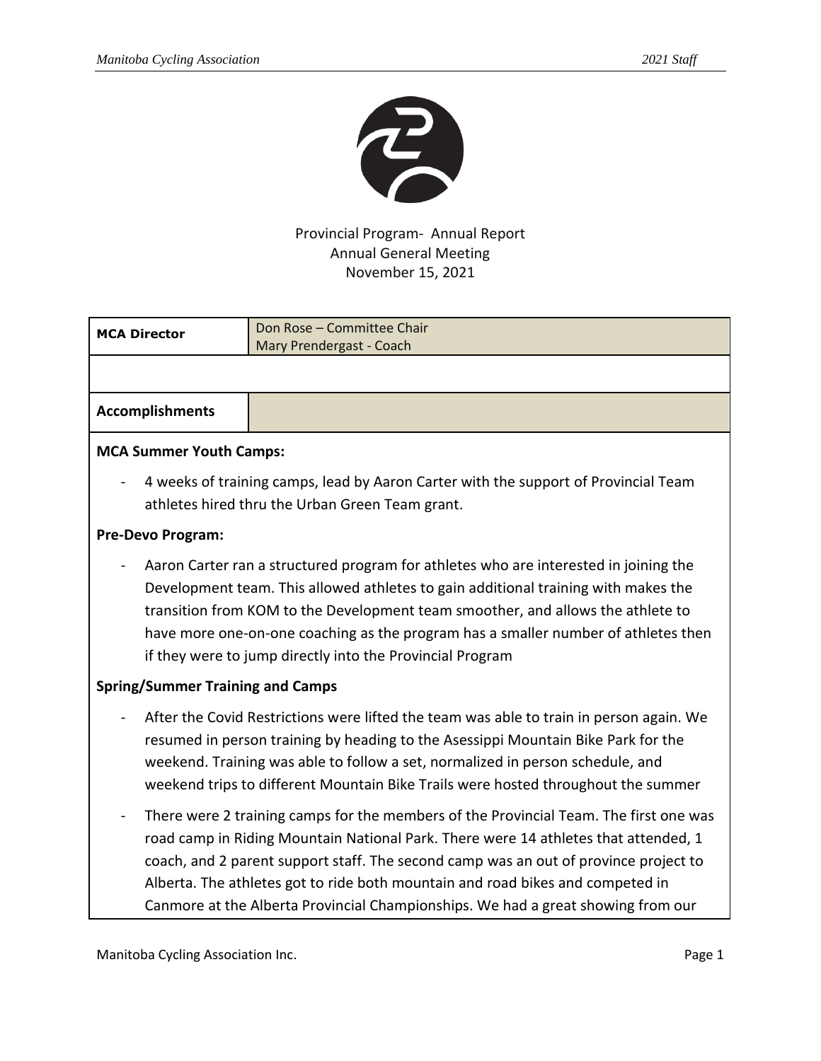Provincial Program- Annual Report
Annual General Meeting
November 15, 2021

| MCA Director | Don Rose – Committee Chair<br>Mary Prendergast - Coach |
|---|---|
| | |
| **Accomplishments** | |

**MCA Summer Youth Camps:**

- 4 weeks of training camps, lead by Aaron Carter with the support of Provincial Team athletes hired thru the Urban Green Team grant.

**Pre-Devo Program:**

- Aaron Carter ran a structured program for athletes who are interested in joining the Development team. This allowed athletes to gain additional training with makes the transition from KOM to the Development team smoother, and allows the athlete to have more one-on-one coaching as the program has a smaller number of athletes then if they were to jump directly into the Provincial Program

**Spring/Summer Training and Camps**

- After the Covid Restrictions were lifted the team was able to train in person again. We resumed in person training by heading to the Asessippi Mountain Bike Park for the weekend. Training was able to follow a set, normalized in person schedule, and weekend trips to different Mountain Bike Trails were hosted throughout the summer
- There were 2 training camps for the members of the Provincial Team. The first one was road camp in Riding Mountain National Park. There were 14 athletes that attended, 1 coach, and 2 parent support staff. The second camp was an out of province project to Alberta. The athletes got to ride both mountain and road bikes and competed in Canmore at the Alberta Provincial Championships. We had a great showing from our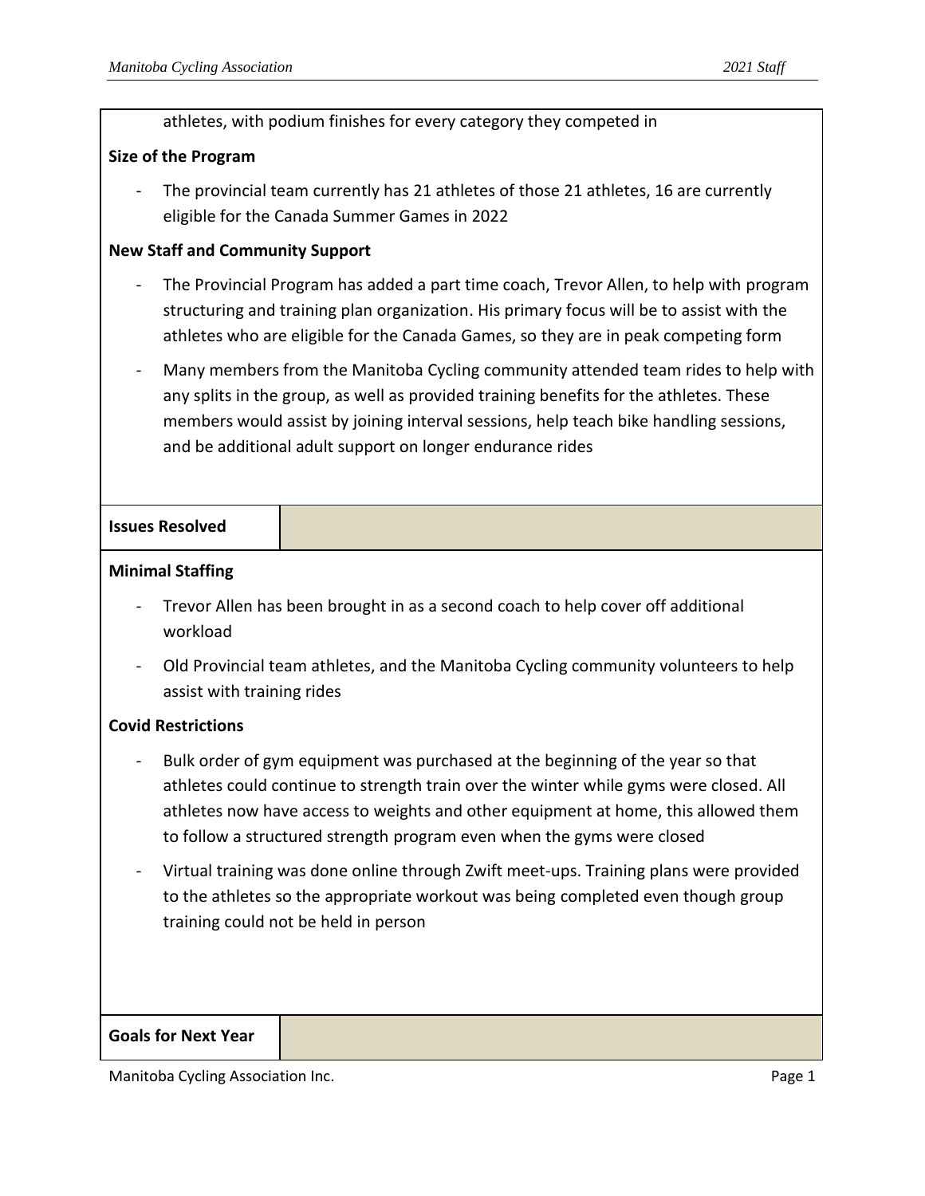athletes, with podium finishes for every category they competed in

**Size of the Program**

- The provincial team currently has 21 athletes of those 21 athletes, 16 are currently eligible for the Canada Summer Games in 2022

**New Staff and Community Support**

- The Provincial Program has added a part time coach, Trevor Allen, to help with program structuring and training plan organization. His primary focus will be to assist with the athletes who are eligible for the Canada Games, so they are in peak competing form
- Many members from the Manitoba Cycling community attended team rides to help with any splits in the group, as well as provided training benefits for the athletes. These members would assist by joining interval sessions, help teach bike handling sessions, and be additional adult support on longer endurance rides

## Issues Resolved

**Minimal Staffing**

- Trevor Allen has been brought in as a second coach to help cover off additional workload
- Old Provincial team athletes, and the Manitoba Cycling community volunteers to help assist with training rides

**Covid Restrictions**

- Bulk order of gym equipment was purchased at the beginning of the year so that athletes could continue to strength train over the winter while gyms were closed. All athletes now have access to weights and other equipment at home, this allowed them to follow a structured strength program even when the gyms were closed
- Virtual training was done online through Zwift meet-ups. Training plans were provided to the athletes so the appropriate workout was being completed even though group training could not be held in person

## Goals for Next Year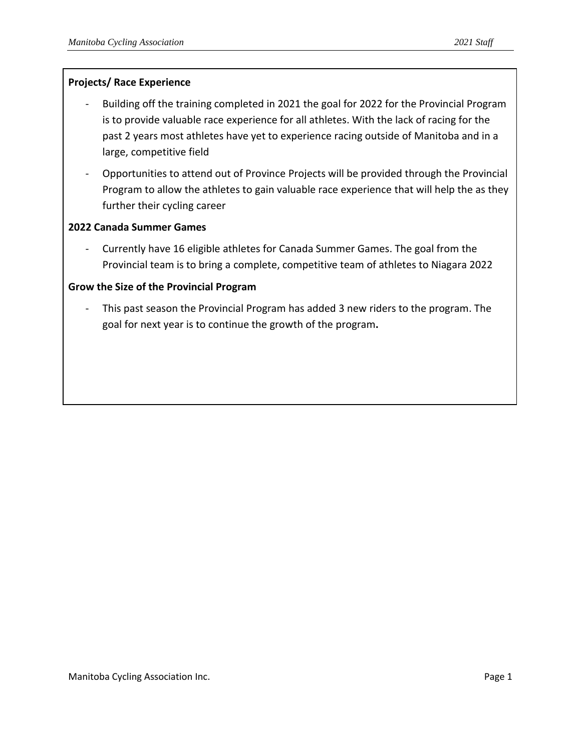**Projects/ Race Experience**

- Building off the training completed in 2021 the goal for 2022 for the Provincial Program is to provide valuable race experience for all athletes. With the lack of racing for the past 2 years most athletes have yet to experience racing outside of Manitoba and in a large, competitive field
- Opportunities to attend out of Province Projects will be provided through the Provincial Program to allow the athletes to gain valuable race experience that will help the as they further their cycling career

**2022 Canada Summer Games**

- Currently have 16 eligible athletes for Canada Summer Games. The goal from the Provincial team is to bring a complete, competitive team of athletes to Niagara 2022

**Grow the Size of the Provincial Program**

- This past season the Provincial Program has added 3 new riders to the program. The goal for next year is to continue the growth of the program.